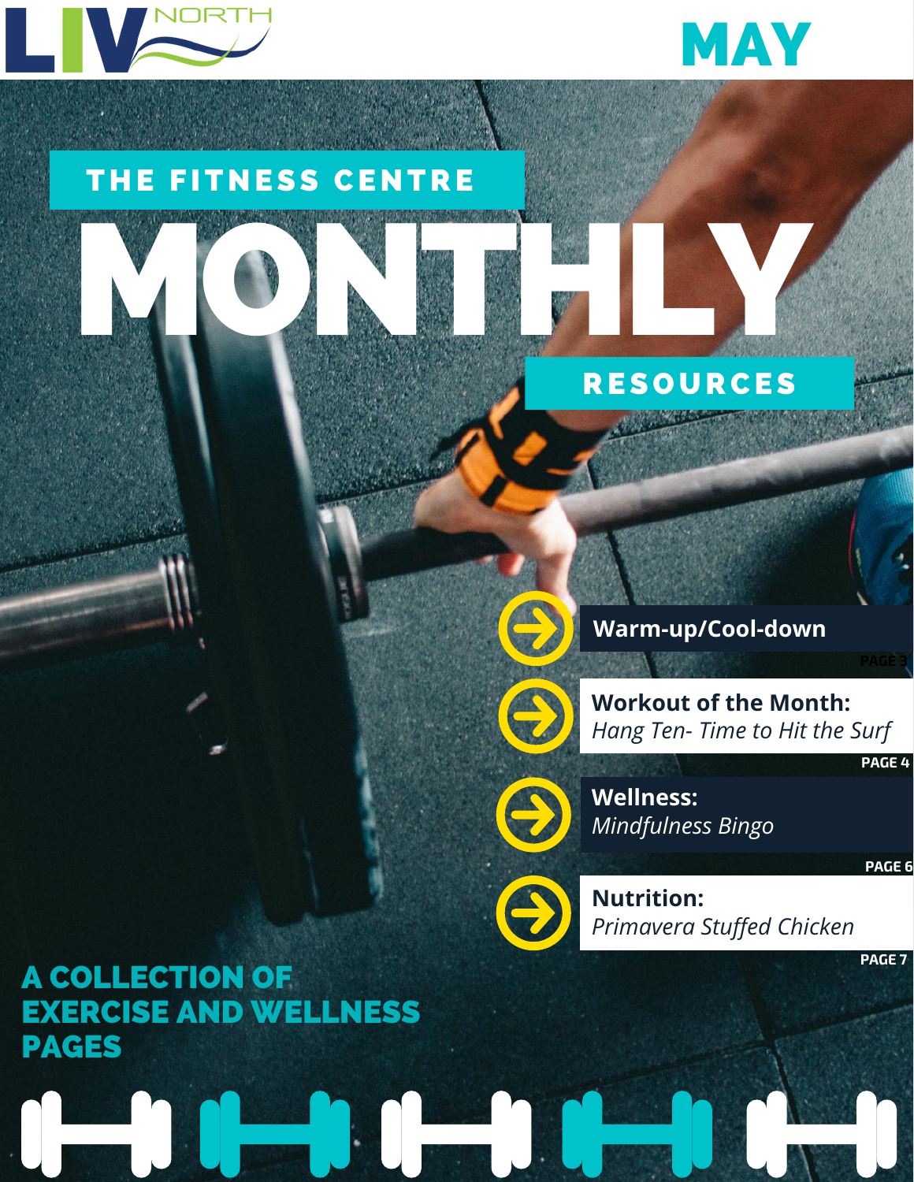LIV NORTH

MAY

# THE FITNESS CENTRE MONTHLY RESOURCES

- **Warm-up/Cool-down** — PAGE 3
- **Workout of the Month:** *Hang Ten- Time to Hit the Surf* — PAGE 4
- **Wellness:** *Mindfulness Bingo* — PAGE 6
- **Nutrition:** *Primavera Stuffed Chicken* — PAGE 7

**A COLLECTION OF EXERCISE AND WELLNESS PAGES**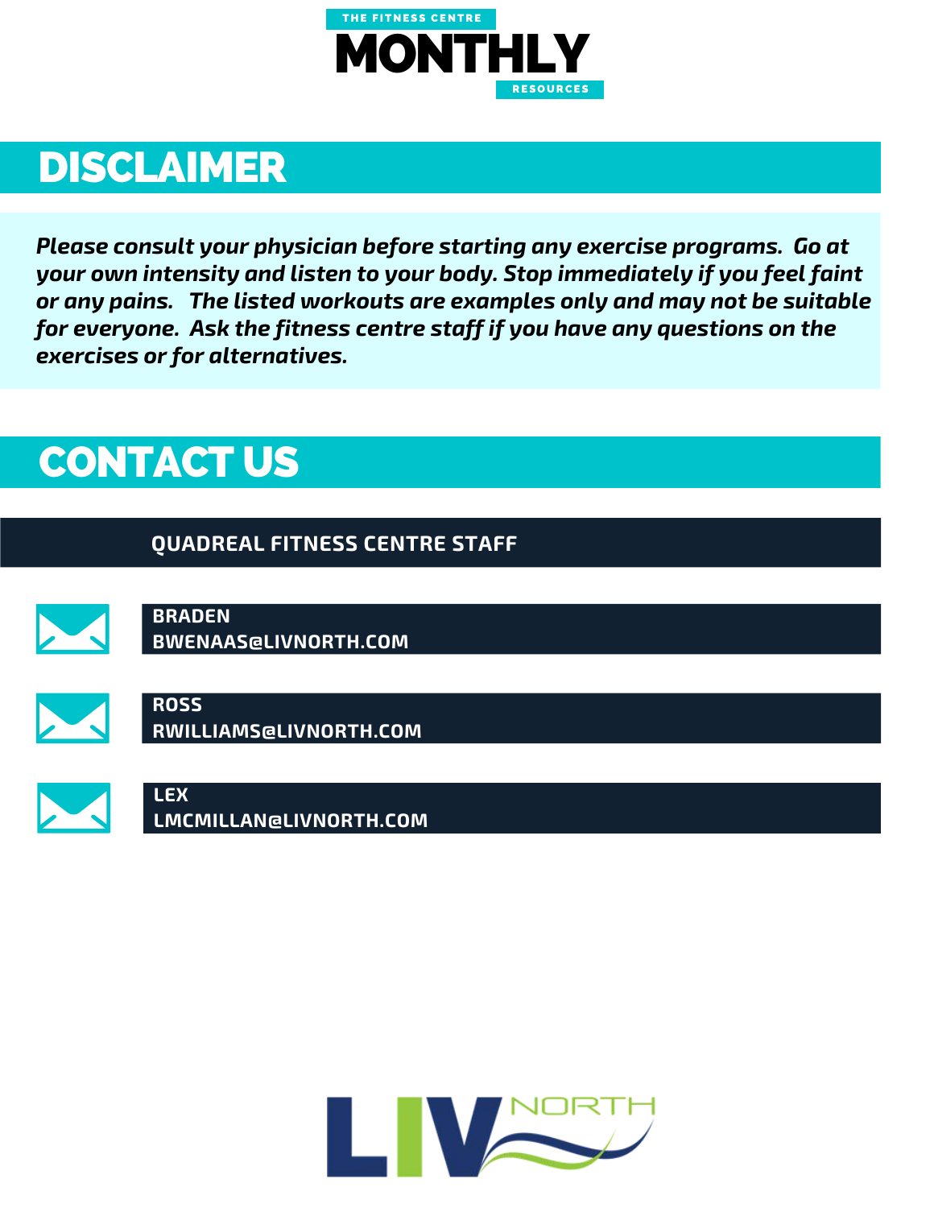THE FITNESS CENTRE

# MONTHLY

RESOURCES

## DISCLAIMER

***Please consult your physician before starting any exercise programs. Go at your own intensity and listen to your body. Stop immediately if you feel faint or any pains. The listed workouts are examples only and may not be suitable for everyone. Ask the fitness centre staff if you have any questions on the exercises or for alternatives.***

## CONTACT US

### QUADREAL FITNESS CENTRE STAFF

**BRADEN**
**BWENAAS@LIVNORTH.COM**

**ROSS**
**RWILLIAMS@LIVNORTH.COM**

**LEX**
**LMCMILLAN@LIVNORTH.COM**

LIV NORTH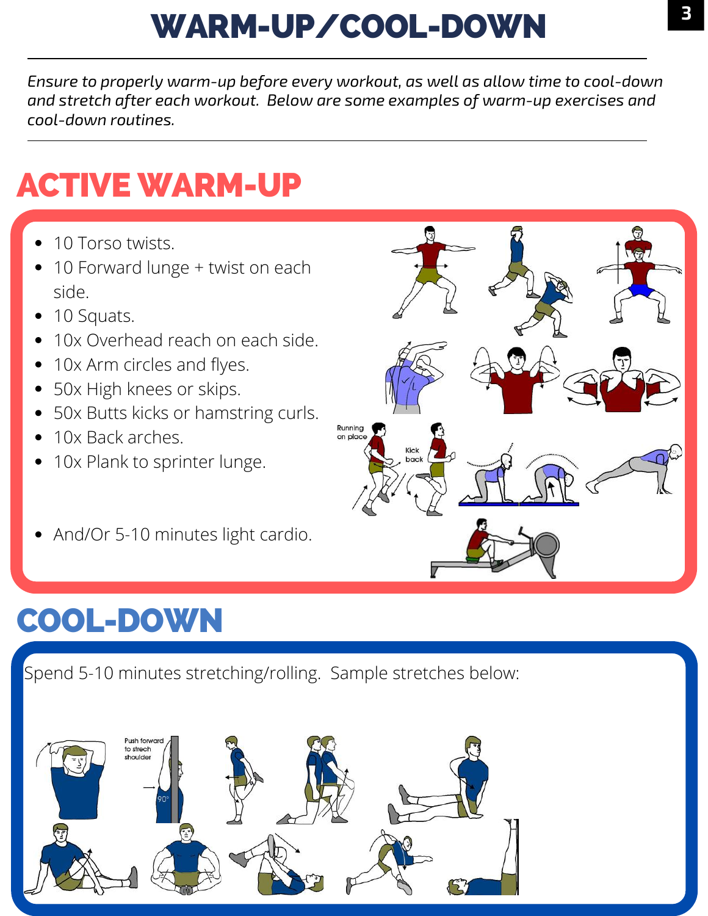# WARM-UP/COOL-DOWN

*Ensure to properly warm-up before every workout, as well as allow time to cool-down and stretch after each workout. Below are some examples of warm-up exercises and cool-down routines.*

## ACTIVE WARM-UP

- 10 Torso twists.
- 10 Forward lunge + twist on each side.
- 10 Squats.
- 10x Overhead reach on each side.
- 10x Arm circles and flyes.
- 50x High knees or skips.
- 50x Butts kicks or hamstring curls.
- 10x Back arches.
- 10x Plank to sprinter lunge.

- And/Or 5-10 minutes light cardio.

## COOL-DOWN

Spend 5-10 minutes stretching/rolling. Sample stretches below: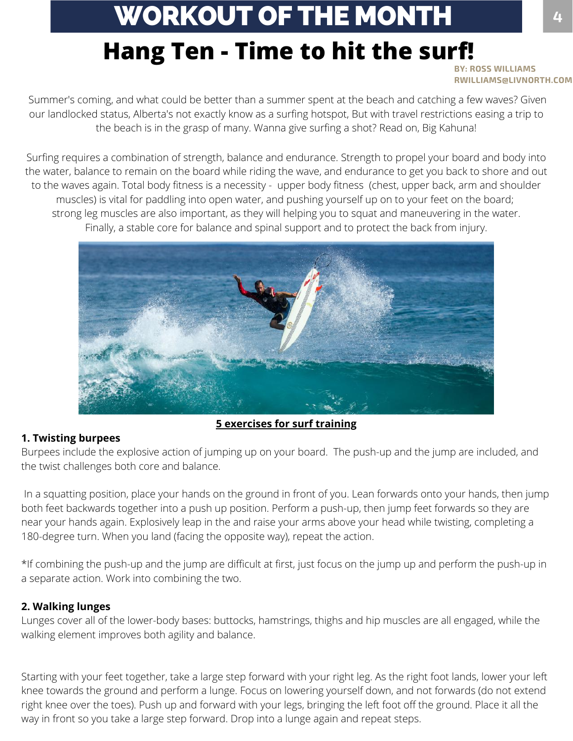# WORKOUT OF THE MONTH

## Hang Ten - Time to hit the surf!

**BY: ROSS WILLIAMS**
**RWILLIAMS@LIVNORTH.COM**

Summer's coming, and what could be better than a summer spent at the beach and catching a few waves? Given our landlocked status, Alberta's not exactly know as a surfing hotspot, But with travel restrictions easing a trip to the beach is in the grasp of many. Wanna give surfing a shot? Read on, Big Kahuna!

Surfing requires a combination of strength, balance and endurance. Strength to propel your board and body into the water, balance to remain on the board while riding the wave, and endurance to get you back to shore and out to the waves again. Total body fitness is a necessity - upper body fitness (chest, upper back, arm and shoulder muscles) is vital for paddling into open water, and pushing yourself up on to your feet on the board; strong leg muscles are also important, as they will helping you to squat and maneuvering in the water. Finally, a stable core for balance and spinal support and to protect the back from injury.

**5 exercises for surf training**

**1. Twisting burpees**

Burpees include the explosive action of jumping up on your board. The push-up and the jump are included, and the twist challenges both core and balance.

In a squatting position, place your hands on the ground in front of you. Lean forwards onto your hands, then jump both feet backwards together into a push up position. Perform a push-up, then jump feet forwards so they are near your hands again. Explosively leap in the and raise your arms above your head while twisting, completing a 180-degree turn. When you land (facing the opposite way), repeat the action.

*If combining the push-up and the jump are difficult at first, just focus on the jump up and perform the push-up in a separate action. Work into combining the two.

**2. Walking lunges**

Lunges cover all of the lower-body bases: buttocks, hamstrings, thighs and hip muscles are all engaged, while the walking element improves both agility and balance.

Starting with your feet together, take a large step forward with your right leg. As the right foot lands, lower your left knee towards the ground and perform a lunge. Focus on lowering yourself down, and not forwards (do not extend right knee over the toes). Push up and forward with your legs, bringing the left foot off the ground. Place it all the way in front so you take a large step forward. Drop into a lunge again and repeat steps.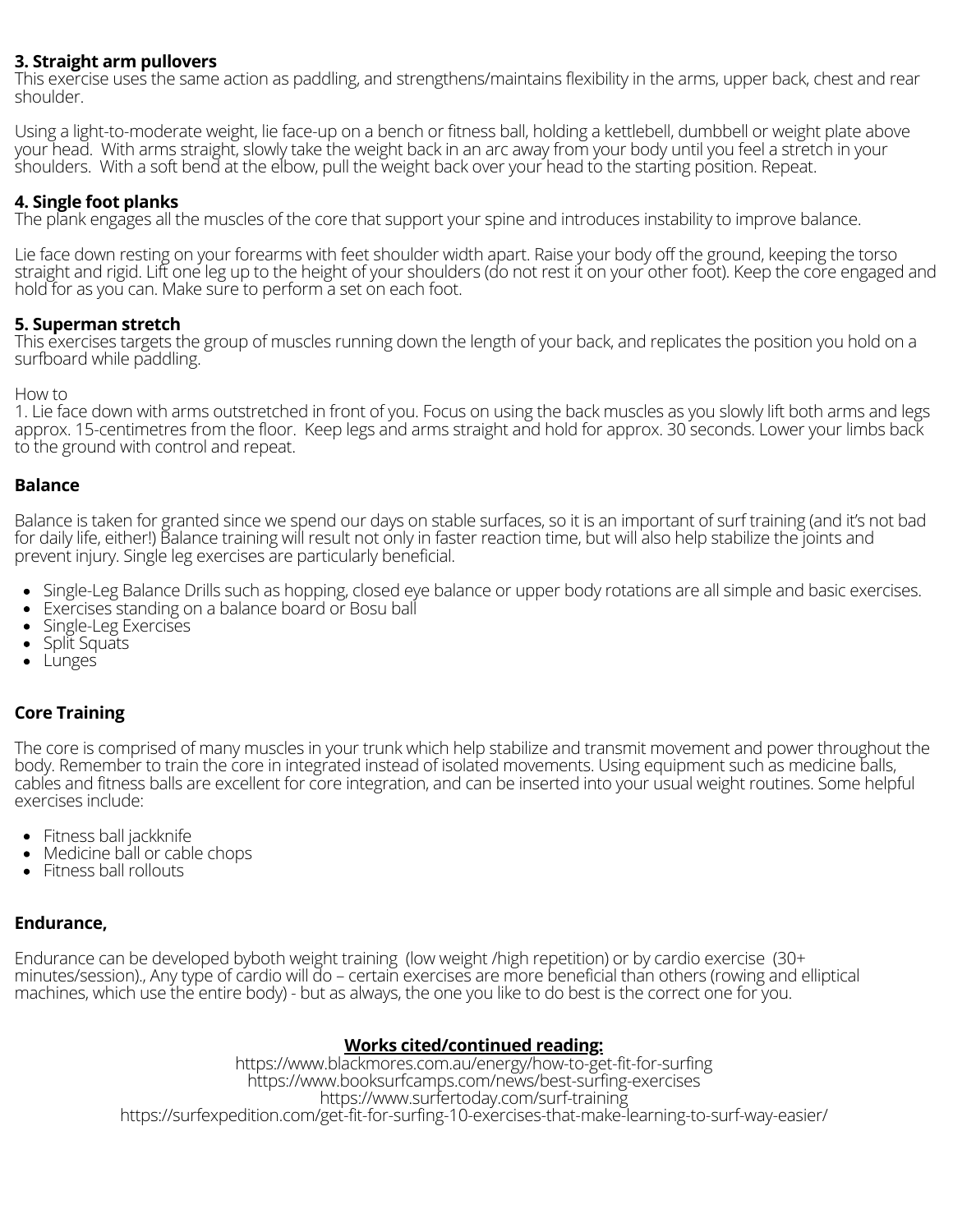**3. Straight arm pullovers**
This exercise uses the same action as paddling, and strengthens/maintains flexibility in the arms, upper back, chest and rear shoulder.

Using a light-to-moderate weight, lie face-up on a bench or fitness ball, holding a kettlebell, dumbbell or weight plate above your head. With arms straight, slowly take the weight back in an arc away from your body until you feel a stretch in your shoulders. With a soft bend at the elbow, pull the weight back over your head to the starting position. Repeat.

**4. Single foot planks**
The plank engages all the muscles of the core that support your spine and introduces instability to improve balance.

Lie face down resting on your forearms with feet shoulder width apart. Raise your body off the ground, keeping the torso straight and rigid. Lift one leg up to the height of your shoulders (do not rest it on your other foot). Keep the core engaged and hold for as you can. Make sure to perform a set on each foot.

**5. Superman stretch**
This exercises targets the group of muscles running down the length of your back, and replicates the position you hold on a surfboard while paddling.

How to
1. Lie face down with arms outstretched in front of you. Focus on using the back muscles as you slowly lift both arms and legs approx. 15-centimetres from the floor. Keep legs and arms straight and hold for approx. 30 seconds. Lower your limbs back to the ground with control and repeat.

**Balance**

Balance is taken for granted since we spend our days on stable surfaces, so it is an important of surf training (and it's not bad for daily life, either!) Balance training will result not only in faster reaction time, but will also help stabilize the joints and prevent injury. Single leg exercises are particularly beneficial.

- Single-Leg Balance Drills such as hopping, closed eye balance or upper body rotations are all simple and basic exercises.
- Exercises standing on a balance board or Bosu ball
- Single-Leg Exercises
- Split Squats
- Lunges

**Core Training**

The core is comprised of many muscles in your trunk which help stabilize and transmit movement and power throughout the body. Remember to train the core in integrated instead of isolated movements. Using equipment such as medicine balls, cables and fitness balls are excellent for core integration, and can be inserted into your usual weight routines. Some helpful exercises include:

- Fitness ball jackknife
- Medicine ball or cable chops
- Fitness ball rollouts

**Endurance,**

Endurance can be developed byboth weight training (low weight /high repetition) or by cardio exercise (30+ minutes/session)., Any type of cardio will do – certain exercises are more beneficial than others (rowing and elliptical machines, which use the entire body) - but as always, the one you like to do best is the correct one for you.

**<u>Works cited/continued reading:</u>**

https://www.blackmores.com.au/energy/how-to-get-fit-for-surfing
https://www.booksurfcamps.com/news/best-surfing-exercises
https://www.surfertoday.com/surf-training
https://surfexpedition.com/get-fit-for-surfing-10-exercises-that-make-learning-to-surf-way-easier/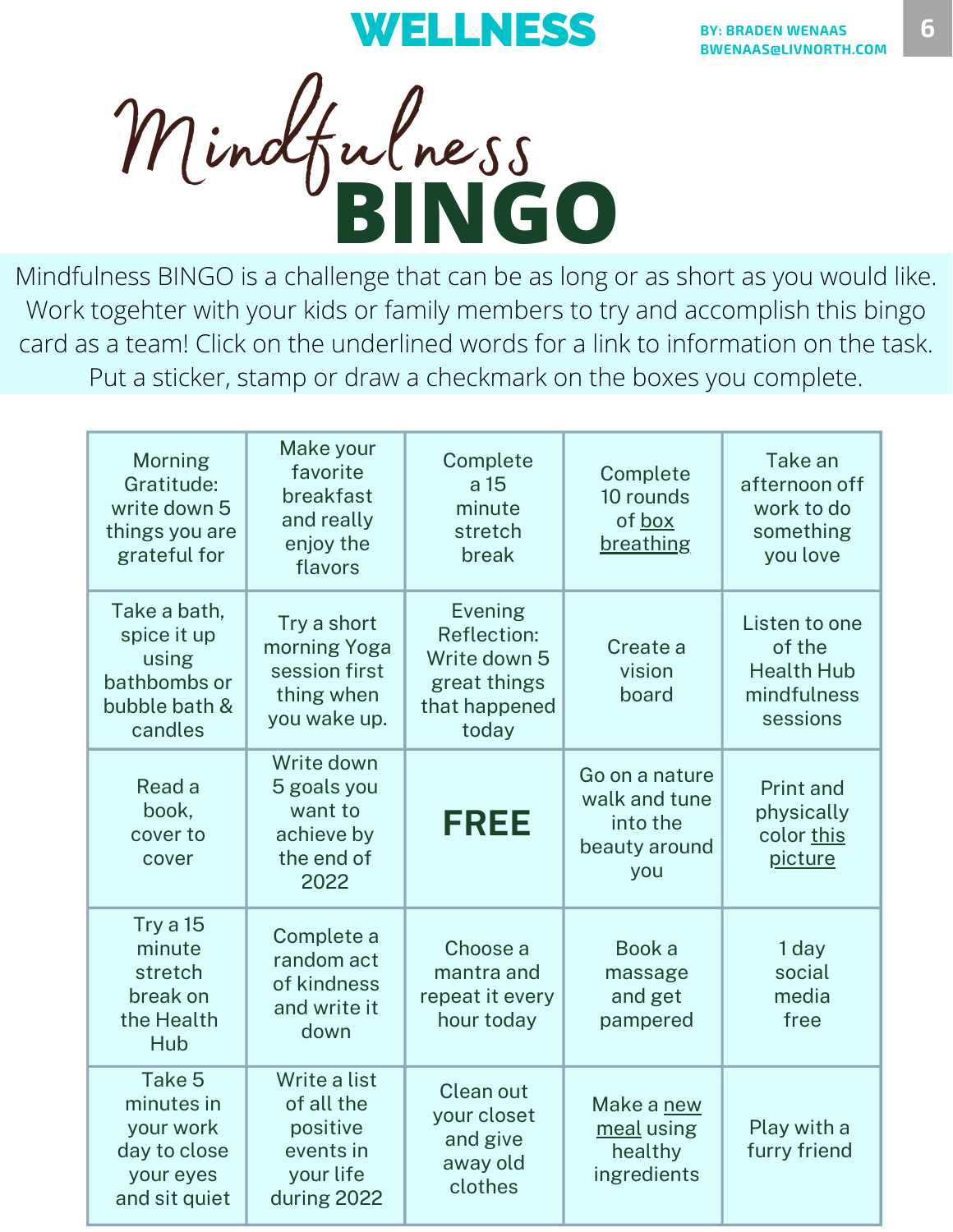# WELLNESS

BY: BRADEN WENAAS
BWENAAS@LIVNORTH.COM

# Mindfulness BINGO

Mindfulness BINGO is a challenge that can be as long or as short as you would like. Work togehter with your kids or family members to try and accomplish this bingo card as a team! Click on the underlined words for a link to information on the task. Put a sticker, stamp or draw a checkmark on the boxes you complete.

| | | | | |
|---|---|---|---|---|
| Morning Gratitude: write down 5 things you are grateful for | Make your favorite breakfast and really enjoy the flavors | Complete a 15 minute stretch break | Complete 10 rounds of box breathing | Take an afternoon off work to do something you love |
| Take a bath, spice it up using bathbombs or bubble bath & candles | Try a short morning Yoga session first thing when you wake up. | Evening Reflection: Write down 5 great things that happened today | Create a vision board | Listen to one of the Health Hub mindfulness sessions |
| Read a book, cover to cover | Write down 5 goals you want to achieve by the end of 2022 | **FREE** | Go on a nature walk and tune into the beauty around you | Print and physically color this picture |
| Try a 15 minute stretch break on the Health Hub | Complete a random act of kindness and write it down | Choose a mantra and repeat it every hour today | Book a massage and get pampered | 1 day social media free |
| Take 5 minutes in your work day to close your eyes and sit quiet | Write a list of all the positive events in your life during 2022 | Clean out your closet and give away old clothes | Make a new meal using healthy ingredients | Play with a furry friend |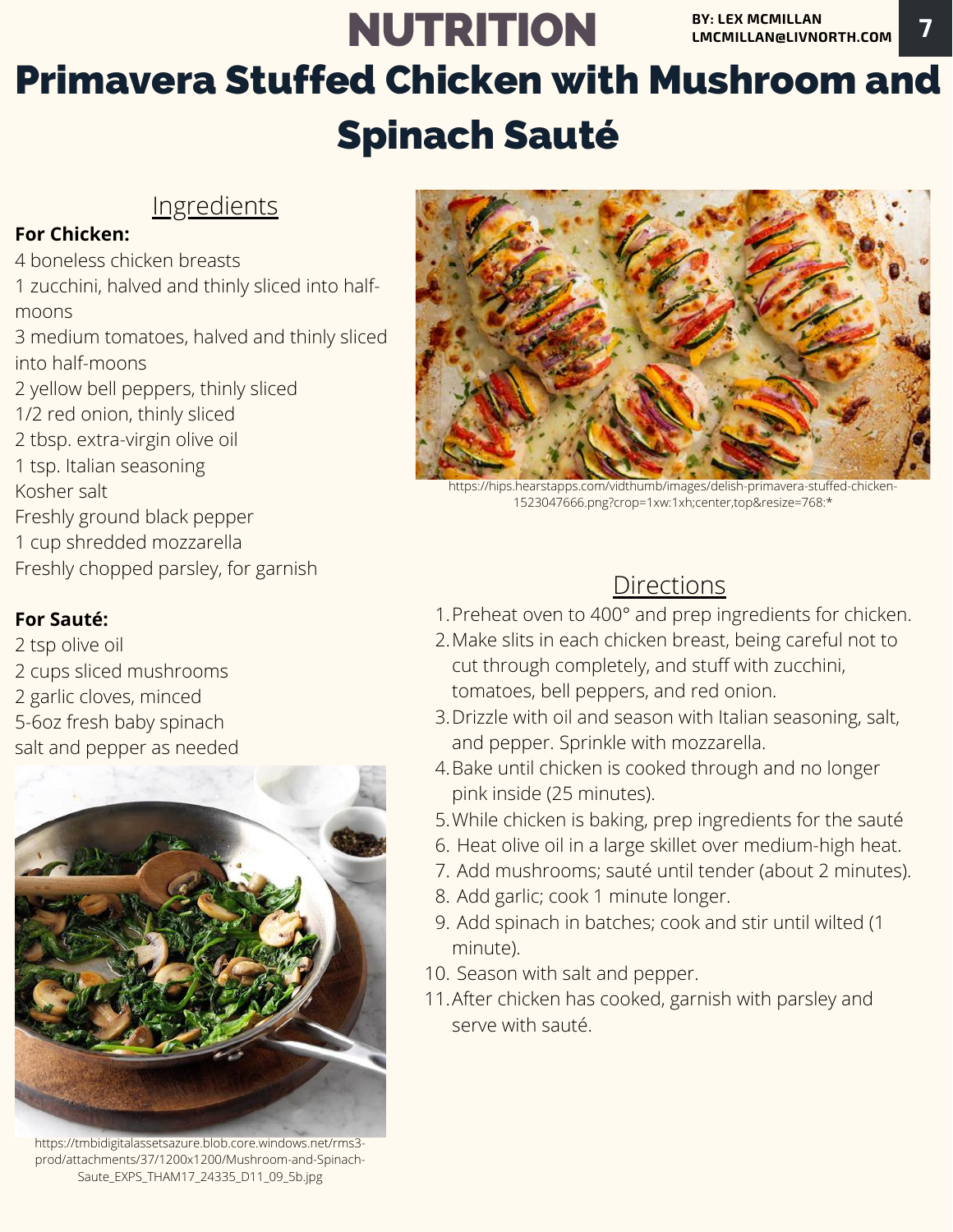# NUTRITION

**BY: LEX MCMILLAN**
**LMCMILLAN@LIVNORTH.COM**

# Primavera Stuffed Chicken with Mushroom and Spinach Sauté

## Ingredients

**For Chicken:**

4 boneless chicken breasts
1 zucchini, halved and thinly sliced into half-moons
3 medium tomatoes, halved and thinly sliced into half-moons
2 yellow bell peppers, thinly sliced
1/2 red onion, thinly sliced
2 tbsp. extra-virgin olive oil
1 tsp. Italian seasoning
Kosher salt
Freshly ground black pepper
1 cup shredded mozzarella
Freshly chopped parsley, for garnish

**For Sauté:**

2 tsp olive oil
2 cups sliced mushrooms
2 garlic cloves, minced
5-6oz fresh baby spinach
salt and pepper as needed

https://tmbidigitalassetsazure.blob.core.windows.net/rms3-prod/attachments/37/1200x1200/Mushroom-and-Spinach-Saute_EXPS_THAM17_24335_D11_09_5b.jpg

https://hips.hearstapps.com/vidthumb/images/delish-primavera-stuffed-chicken-1523047666.png?crop=1xw:1xh;center,top&resize=768:*

## Directions

1. Preheat oven to 400° and prep ingredients for chicken.
2. Make slits in each chicken breast, being careful not to cut through completely, and stuff with zucchini, tomatoes, bell peppers, and red onion.
3. Drizzle with oil and season with Italian seasoning, salt, and pepper. Sprinkle with mozzarella.
4. Bake until chicken is cooked through and no longer pink inside (25 minutes).
5. While chicken is baking, prep ingredients for the sauté
6. Heat olive oil in a large skillet over medium-high heat.
7. Add mushrooms; sauté until tender (about 2 minutes).
8. Add garlic; cook 1 minute longer.
9. Add spinach in batches; cook and stir until wilted (1 minute).
10. Season with salt and pepper.
11. After chicken has cooked, garnish with parsley and serve with sauté.